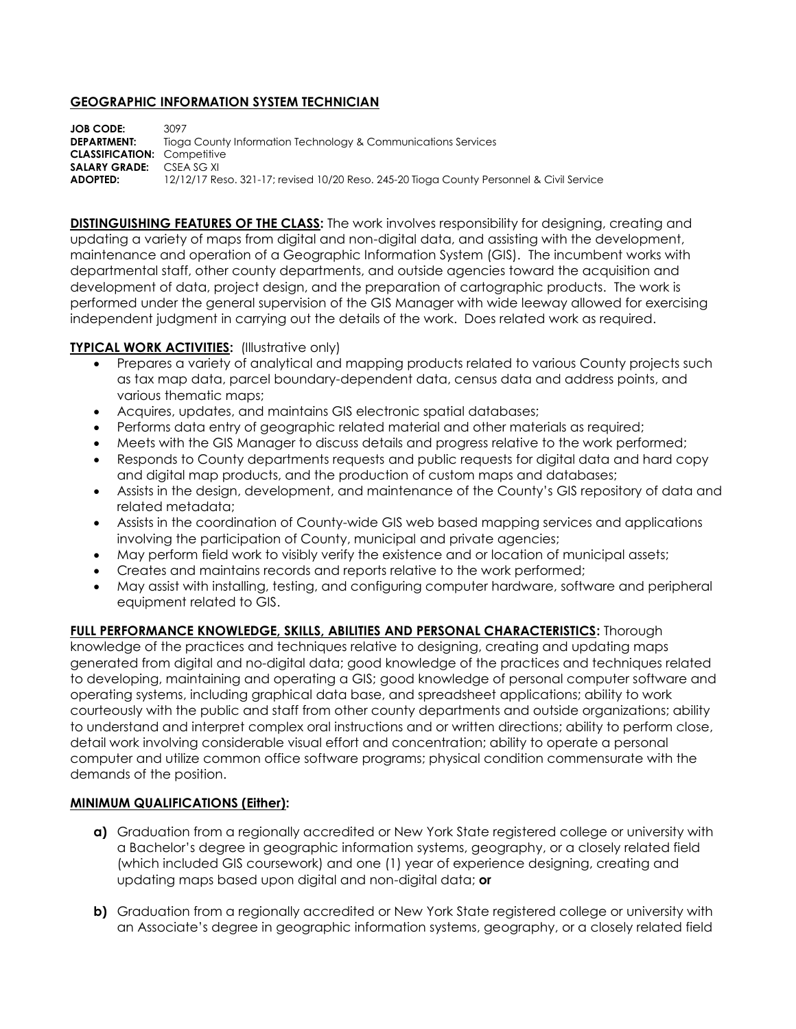## GEOGRAPHIC INFORMATION SYSTEM TECHNICIAN

**JOB CODE:** 3097
**DEPARTMENT:** Tioga County Information Technology & Communications Services
**CLASSIFICATION:** Competitive
**SALARY GRADE:** CSEA SG XI
**ADOPTED:** 12/12/17 Reso. 321-17; revised 10/20 Reso. 245-20 Tioga County Personnel & Civil Service

**DISTINGUISHING FEATURES OF THE CLASS:** The work involves responsibility for designing, creating and updating a variety of maps from digital and non-digital data, and assisting with the development, maintenance and operation of a Geographic Information System (GIS). The incumbent works with departmental staff, other county departments, and outside agencies toward the acquisition and development of data, project design, and the preparation of cartographic products. The work is performed under the general supervision of the GIS Manager with wide leeway allowed for exercising independent judgment in carrying out the details of the work. Does related work as required.

**TYPICAL WORK ACTIVITIES:** (Illustrative only)

- Prepares a variety of analytical and mapping products related to various County projects such as tax map data, parcel boundary-dependent data, census data and address points, and various thematic maps;
- Acquires, updates, and maintains GIS electronic spatial databases;
- Performs data entry of geographic related material and other materials as required;
- Meets with the GIS Manager to discuss details and progress relative to the work performed;
- Responds to County departments requests and public requests for digital data and hard copy and digital map products, and the production of custom maps and databases;
- Assists in the design, development, and maintenance of the County's GIS repository of data and related metadata;
- Assists in the coordination of County-wide GIS web based mapping services and applications involving the participation of County, municipal and private agencies;
- May perform field work to visibly verify the existence and or location of municipal assets;
- Creates and maintains records and reports relative to the work performed;
- May assist with installing, testing, and configuring computer hardware, software and peripheral equipment related to GIS.

**FULL PERFORMANCE KNOWLEDGE, SKILLS, ABILITIES AND PERSONAL CHARACTERISTICS:** Thorough knowledge of the practices and techniques relative to designing, creating and updating maps generated from digital and no-digital data; good knowledge of the practices and techniques related to developing, maintaining and operating a GIS; good knowledge of personal computer software and operating systems, including graphical data base, and spreadsheet applications; ability to work courteously with the public and staff from other county departments and outside organizations; ability to understand and interpret complex oral instructions and or written directions; ability to perform close, detail work involving considerable visual effort and concentration; ability to operate a personal computer and utilize common office software programs; physical condition commensurate with the demands of the position.

**MINIMUM QUALIFICATIONS (Either):**

**a)** Graduation from a regionally accredited or New York State registered college or university with a Bachelor's degree in geographic information systems, geography, or a closely related field (which included GIS coursework) and one (1) year of experience designing, creating and updating maps based upon digital and non-digital data; **or**

**b)** Graduation from a regionally accredited or New York State registered college or university with an Associate's degree in geographic information systems, geography, or a closely related field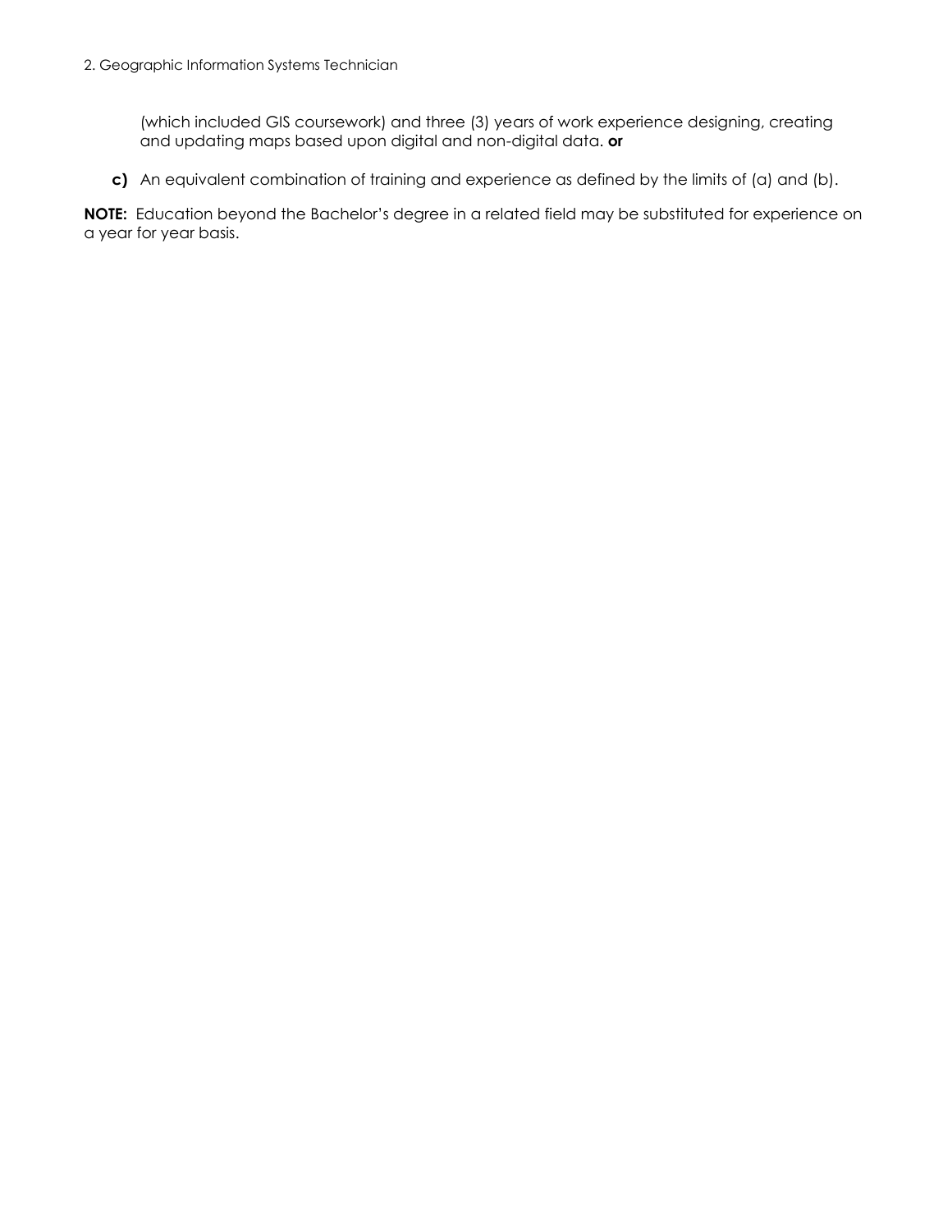(which included GIS coursework) and three (3) years of work experience designing, creating and updating maps based upon digital and non-digital data. **or**

**c)** An equivalent combination of training and experience as defined by the limits of (a) and (b).

**NOTE:** Education beyond the Bachelor's degree in a related field may be substituted for experience on a year for year basis.